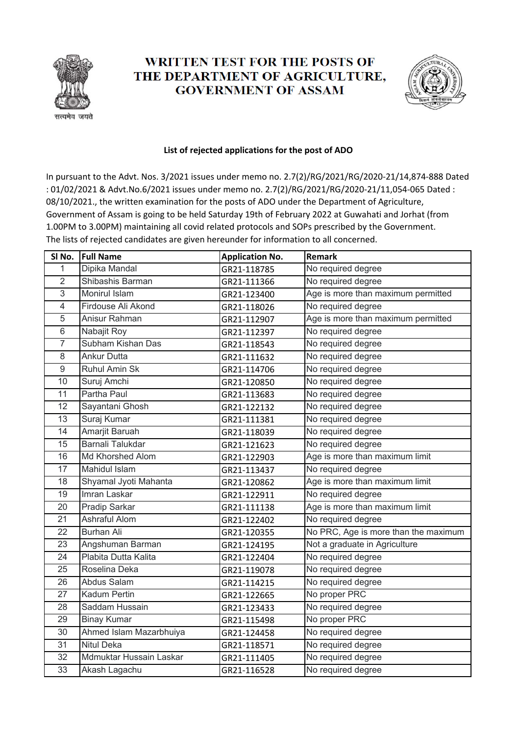# WRITTEN TEST FOR THE POSTS OF THE DEPARTMENT OF AGRICULTURE, GOVERNMENT OF ASSAM

**List of rejected applications for the post of ADO**

In pursuant to the Advt. Nos. 3/2021 issues under memo no. 2.7(2)/RG/2021/RG/2020-21/14,874-888 Dated : 01/02/2021 & Advt.No.6/2021 issues under memo no. 2.7(2)/RG/2021/RG/2020-21/11,054-065 Dated : 08/10/2021., the written examination for the posts of ADO under the Department of Agriculture, Government of Assam is going to be held Saturday 19th of February 2022 at Guwahati and Jorhat (from 1.00PM to 3.00PM) maintaining all covid related protocols and SOPs prescribed by the Government. The lists of rejected candidates are given hereunder for information to all concerned.

| Sl No. | Full Name | Application No. | Remark |
|---|---|---|---|
| 1 | Dipika Mandal | GR21-118785 | No required degree |
| 2 | Shibashis Barman | GR21-111366 | No required degree |
| 3 | Monirul Islam | GR21-123400 | Age is more than maximum permitted |
| 4 | Firdouse Ali Akond | GR21-118026 | No required degree |
| 5 | Anisur Rahman | GR21-112907 | Age is more than maximum permitted |
| 6 | Nabajit Roy | GR21-112397 | No required degree |
| 7 | Subham Kishan Das | GR21-118543 | No required degree |
| 8 | Ankur Dutta | GR21-111632 | No required degree |
| 9 | Ruhul Amin Sk | GR21-114706 | No required degree |
| 10 | Suruj Amchi | GR21-120850 | No required degree |
| 11 | Partha Paul | GR21-113683 | No required degree |
| 12 | Sayantani Ghosh | GR21-122132 | No required degree |
| 13 | Suraj Kumar | GR21-111381 | No required degree |
| 14 | Amarjit Baruah | GR21-118039 | No required degree |
| 15 | Barnali Talukdar | GR21-121623 | No required degree |
| 16 | Md Khorshed Alom | GR21-122903 | Age is more than maximum limit |
| 17 | Mahidul Islam | GR21-113437 | No required degree |
| 18 | Shyamal Jyoti Mahanta | GR21-120862 | Age is more than maximum limit |
| 19 | Imran Laskar | GR21-122911 | No required degree |
| 20 | Pradip Sarkar | GR21-111138 | Age is more than maximum limit |
| 21 | Ashraful Alom | GR21-122402 | No required degree |
| 22 | Burhan Ali | GR21-120355 | No PRC, Age is more than the maximum |
| 23 | Angshuman Barman | GR21-124195 | Not a graduate in Agriculture |
| 24 | Plabita Dutta Kalita | GR21-122404 | No required degree |
| 25 | Roselina Deka | GR21-119078 | No required degree |
| 26 | Abdus Salam | GR21-114215 | No required degree |
| 27 | Kadum Pertin | GR21-122665 | No proper PRC |
| 28 | Saddam Hussain | GR21-123433 | No required degree |
| 29 | Binay Kumar | GR21-115498 | No proper PRC |
| 30 | Ahmed Islam Mazarbhuiya | GR21-124458 | No required degree |
| 31 | Nitul Deka | GR21-118571 | No required degree |
| 32 | Mdmuktar Hussain Laskar | GR21-111405 | No required degree |
| 33 | Akash Lagachu | GR21-116528 | No required degree |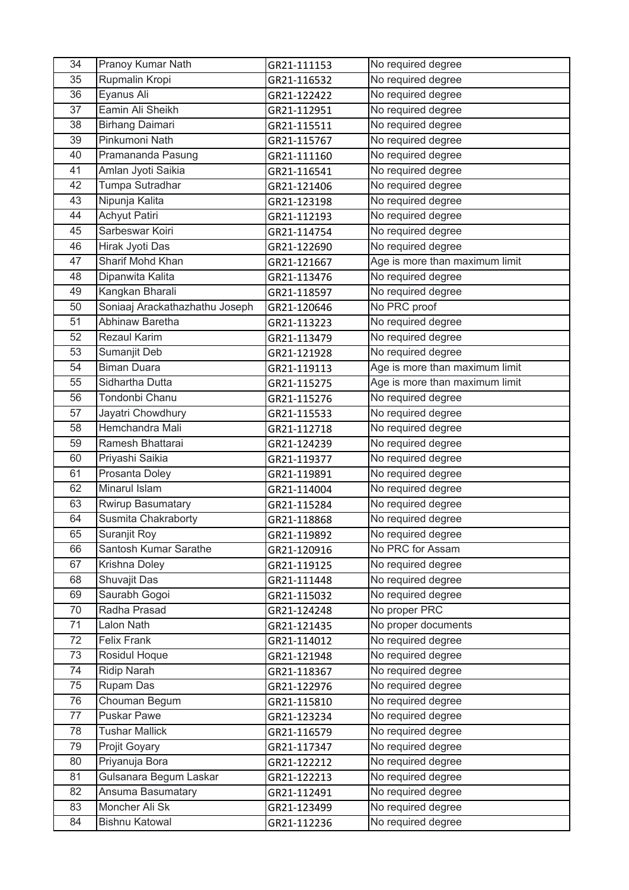| 34 | Pranoy Kumar Nath | GR21-111153 | No required degree |
|---|---|---|---|
| 35 | Rupmalin Kropi | GR21-116532 | No required degree |
| 36 | Eyanus Ali | GR21-122422 | No required degree |
| 37 | Eamin Ali Sheikh | GR21-112951 | No required degree |
| 38 | Birhang Daimari | GR21-115511 | No required degree |
| 39 | Pinkumoni Nath | GR21-115767 | No required degree |
| 40 | Pramananda Pasung | GR21-111160 | No required degree |
| 41 | Amlan Jyoti Saikia | GR21-116541 | No required degree |
| 42 | Tumpa Sutradhar | GR21-121406 | No required degree |
| 43 | Nipunja Kalita | GR21-123198 | No required degree |
| 44 | Achyut Patiri | GR21-112193 | No required degree |
| 45 | Sarbeswar Koiri | GR21-114754 | No required degree |
| 46 | Hirak Jyoti Das | GR21-122690 | No required degree |
| 47 | Sharif Mohd Khan | GR21-121667 | Age is more than maximum limit |
| 48 | Dipanwita Kalita | GR21-113476 | No required degree |
| 49 | Kangkan Bharali | GR21-118597 | No required degree |
| 50 | Soniaaj Arackathazhathu Joseph | GR21-120646 | No PRC proof |
| 51 | Abhinaw Baretha | GR21-113223 | No required degree |
| 52 | Rezaul Karim | GR21-113479 | No required degree |
| 53 | Sumanjit Deb | GR21-121928 | No required degree |
| 54 | Biman Duara | GR21-119113 | Age is more than maximum limit |
| 55 | Sidhartha Dutta | GR21-115275 | Age is more than maximum limit |
| 56 | Tondonbi Chanu | GR21-115276 | No required degree |
| 57 | Jayatri Chowdhury | GR21-115533 | No required degree |
| 58 | Hemchandra Mali | GR21-112718 | No required degree |
| 59 | Ramesh Bhattarai | GR21-124239 | No required degree |
| 60 | Priyashi Saikia | GR21-119377 | No required degree |
| 61 | Prosanta Doley | GR21-119891 | No required degree |
| 62 | Minarul Islam | GR21-114004 | No required degree |
| 63 | Rwirup Basumatary | GR21-115284 | No required degree |
| 64 | Susmita Chakraborty | GR21-118868 | No required degree |
| 65 | Suranjit Roy | GR21-119892 | No required degree |
| 66 | Santosh Kumar Sarathe | GR21-120916 | No PRC for Assam |
| 67 | Krishna Doley | GR21-119125 | No required degree |
| 68 | Shuvajit Das | GR21-111448 | No required degree |
| 69 | Saurabh Gogoi | GR21-115032 | No required degree |
| 70 | Radha Prasad | GR21-124248 | No proper PRC |
| 71 | Lalon Nath | GR21-121435 | No proper documents |
| 72 | Felix Frank | GR21-114012 | No required degree |
| 73 | Rosidul Hoque | GR21-121948 | No required degree |
| 74 | Ridip Narah | GR21-118367 | No required degree |
| 75 | Rupam Das | GR21-122976 | No required degree |
| 76 | Chouman Begum | GR21-115810 | No required degree |
| 77 | Puskar Pawe | GR21-123234 | No required degree |
| 78 | Tushar Mallick | GR21-116579 | No required degree |
| 79 | Projit Goyary | GR21-117347 | No required degree |
| 80 | Priyanuja Bora | GR21-122212 | No required degree |
| 81 | Gulsanara Begum Laskar | GR21-122213 | No required degree |
| 82 | Ansuma Basumatary | GR21-112491 | No required degree |
| 83 | Moncher Ali Sk | GR21-123499 | No required degree |
| 84 | Bishnu Katowal | GR21-112236 | No required degree |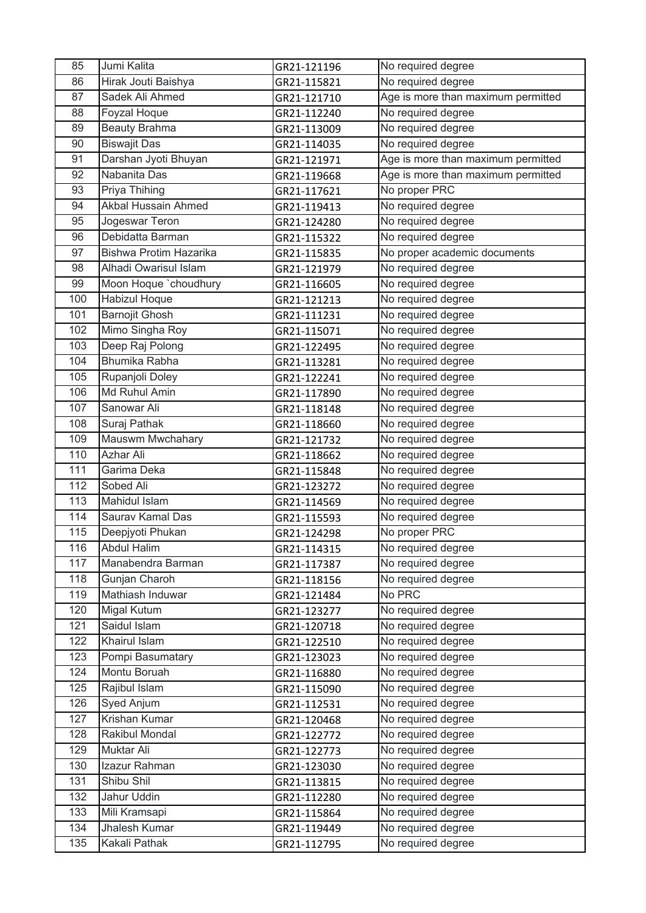| 85 | Jumi Kalita | GR21-121196 | No required degree |
|---|---|---|---|
| 86 | Hirak Jouti Baishya | GR21-115821 | No required degree |
| 87 | Sadek Ali Ahmed | GR21-121710 | Age is more than maximum permitted |
| 88 | Foyzal Hoque | GR21-112240 | No required degree |
| 89 | Beauty Brahma | GR21-113009 | No required degree |
| 90 | Biswajit Das | GR21-114035 | No required degree |
| 91 | Darshan Jyoti Bhuyan | GR21-121971 | Age is more than maximum permitted |
| 92 | Nabanita Das | GR21-119668 | Age is more than maximum permitted |
| 93 | Priya Thihing | GR21-117621 | No proper PRC |
| 94 | Akbal Hussain Ahmed | GR21-119413 | No required degree |
| 95 | Jogeswar Teron | GR21-124280 | No required degree |
| 96 | Debidatta Barman | GR21-115322 | No required degree |
| 97 | Bishwa Protim Hazarika | GR21-115835 | No proper academic documents |
| 98 | Alhadi Owarisul Islam | GR21-121979 | No required degree |
| 99 | Moon Hoque `choudhury | GR21-116605 | No required degree |
| 100 | Habizul Hoque | GR21-121213 | No required degree |
| 101 | Barnojit Ghosh | GR21-111231 | No required degree |
| 102 | Mimo Singha Roy | GR21-115071 | No required degree |
| 103 | Deep Raj Polong | GR21-122495 | No required degree |
| 104 | Bhumika Rabha | GR21-113281 | No required degree |
| 105 | Rupanjoli Doley | GR21-122241 | No required degree |
| 106 | Md Ruhul Amin | GR21-117890 | No required degree |
| 107 | Sanowar Ali | GR21-118148 | No required degree |
| 108 | Suraj Pathak | GR21-118660 | No required degree |
| 109 | Mauswm Mwchahary | GR21-121732 | No required degree |
| 110 | Azhar Ali | GR21-118662 | No required degree |
| 111 | Garima Deka | GR21-115848 | No required degree |
| 112 | Sobed Ali | GR21-123272 | No required degree |
| 113 | Mahidul Islam | GR21-114569 | No required degree |
| 114 | Saurav Kamal Das | GR21-115593 | No required degree |
| 115 | Deepjyoti Phukan | GR21-124298 | No proper PRC |
| 116 | Abdul Halim | GR21-114315 | No required degree |
| 117 | Manabendra Barman | GR21-117387 | No required degree |
| 118 | Gunjan Charoh | GR21-118156 | No required degree |
| 119 | Mathiash Induwar | GR21-121484 | No PRC |
| 120 | Migal Kutum | GR21-123277 | No required degree |
| 121 | Saidul Islam | GR21-120718 | No required degree |
| 122 | Khairul Islam | GR21-122510 | No required degree |
| 123 | Pompi Basumatary | GR21-123023 | No required degree |
| 124 | Montu Boruah | GR21-116880 | No required degree |
| 125 | Rajibul Islam | GR21-115090 | No required degree |
| 126 | Syed Anjum | GR21-112531 | No required degree |
| 127 | Krishan Kumar | GR21-120468 | No required degree |
| 128 | Rakibul Mondal | GR21-122772 | No required degree |
| 129 | Muktar Ali | GR21-122773 | No required degree |
| 130 | Izazur Rahman | GR21-123030 | No required degree |
| 131 | Shibu Shil | GR21-113815 | No required degree |
| 132 | Jahur Uddin | GR21-112280 | No required degree |
| 133 | Mili Kramsapi | GR21-115864 | No required degree |
| 134 | Jhalesh Kumar | GR21-119449 | No required degree |
| 135 | Kakali Pathak | GR21-112795 | No required degree |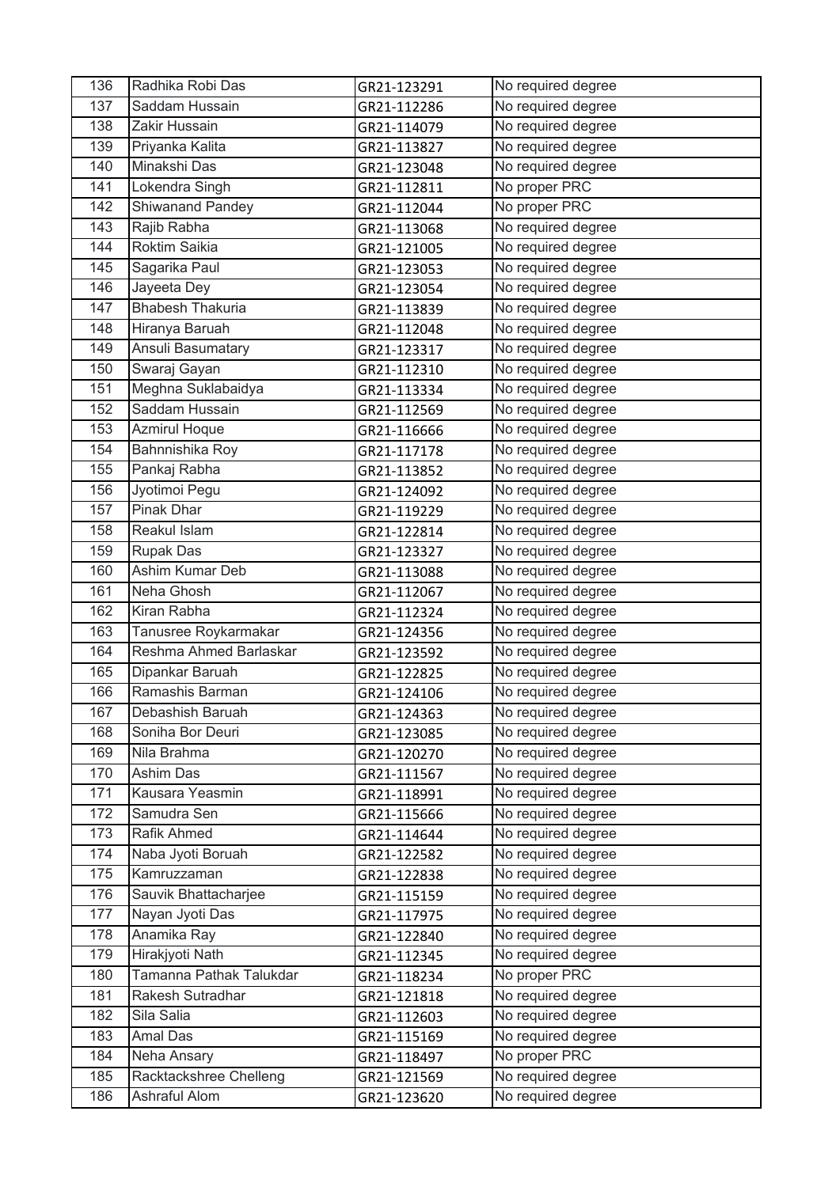| 136 | Radhika Robi Das | GR21-123291 | No required degree |
|---|---|---|---|
| 137 | Saddam Hussain | GR21-112286 | No required degree |
| 138 | Zakir Hussain | GR21-114079 | No required degree |
| 139 | Priyanka Kalita | GR21-113827 | No required degree |
| 140 | Minakshi Das | GR21-123048 | No required degree |
| 141 | Lokendra Singh | GR21-112811 | No proper PRC |
| 142 | Shiwanand Pandey | GR21-112044 | No proper PRC |
| 143 | Rajib Rabha | GR21-113068 | No required degree |
| 144 | Roktim Saikia | GR21-121005 | No required degree |
| 145 | Sagarika Paul | GR21-123053 | No required degree |
| 146 | Jayeeta Dey | GR21-123054 | No required degree |
| 147 | Bhabesh Thakuria | GR21-113839 | No required degree |
| 148 | Hiranya Baruah | GR21-112048 | No required degree |
| 149 | Ansuli Basumatary | GR21-123317 | No required degree |
| 150 | Swaraj Gayan | GR21-112310 | No required degree |
| 151 | Meghna Suklabaidya | GR21-113334 | No required degree |
| 152 | Saddam Hussain | GR21-112569 | No required degree |
| 153 | Azmirul Hoque | GR21-116666 | No required degree |
| 154 | Bahnnishika Roy | GR21-117178 | No required degree |
| 155 | Pankaj Rabha | GR21-113852 | No required degree |
| 156 | Jyotimoi Pegu | GR21-124092 | No required degree |
| 157 | Pinak Dhar | GR21-119229 | No required degree |
| 158 | Reakul Islam | GR21-122814 | No required degree |
| 159 | Rupak Das | GR21-123327 | No required degree |
| 160 | Ashim Kumar Deb | GR21-113088 | No required degree |
| 161 | Neha Ghosh | GR21-112067 | No required degree |
| 162 | Kiran Rabha | GR21-112324 | No required degree |
| 163 | Tanusree Roykarmakar | GR21-124356 | No required degree |
| 164 | Reshma Ahmed Barlaskar | GR21-123592 | No required degree |
| 165 | Dipankar Baruah | GR21-122825 | No required degree |
| 166 | Ramashis Barman | GR21-124106 | No required degree |
| 167 | Debashish Baruah | GR21-124363 | No required degree |
| 168 | Soniha Bor Deuri | GR21-123085 | No required degree |
| 169 | Nila Brahma | GR21-120270 | No required degree |
| 170 | Ashim Das | GR21-111567 | No required degree |
| 171 | Kausara Yeasmin | GR21-118991 | No required degree |
| 172 | Samudra Sen | GR21-115666 | No required degree |
| 173 | Rafik Ahmed | GR21-114644 | No required degree |
| 174 | Naba Jyoti Boruah | GR21-122582 | No required degree |
| 175 | Kamruzzaman | GR21-122838 | No required degree |
| 176 | Sauvik Bhattacharjee | GR21-115159 | No required degree |
| 177 | Nayan Jyoti Das | GR21-117975 | No required degree |
| 178 | Anamika Ray | GR21-122840 | No required degree |
| 179 | Hirakjyoti Nath | GR21-112345 | No required degree |
| 180 | Tamanna Pathak Talukdar | GR21-118234 | No proper PRC |
| 181 | Rakesh Sutradhar | GR21-121818 | No required degree |
| 182 | Sila Salia | GR21-112603 | No required degree |
| 183 | Amal Das | GR21-115169 | No required degree |
| 184 | Neha Ansary | GR21-118497 | No proper PRC |
| 185 | Racktackshree Chelleng | GR21-121569 | No required degree |
| 186 | Ashraful Alom | GR21-123620 | No required degree |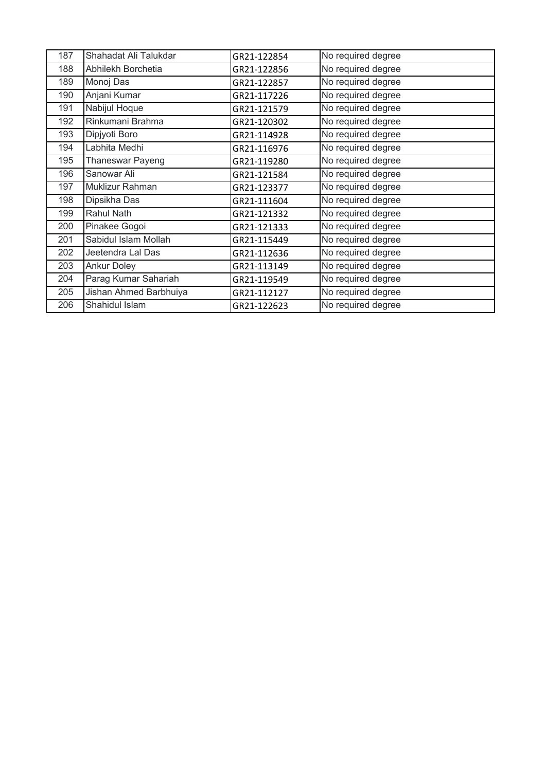| | | | |
|---|---|---|---|
| 187 | Shahadat Ali Talukdar | GR21-122854 | No required degree |
| 188 | Abhilekh Borchetia | GR21-122856 | No required degree |
| 189 | Monoj Das | GR21-122857 | No required degree |
| 190 | Anjani Kumar | GR21-117226 | No required degree |
| 191 | Nabijul Hoque | GR21-121579 | No required degree |
| 192 | Rinkumani Brahma | GR21-120302 | No required degree |
| 193 | Dipjyoti Boro | GR21-114928 | No required degree |
| 194 | Labhita Medhi | GR21-116976 | No required degree |
| 195 | Thaneswar Payeng | GR21-119280 | No required degree |
| 196 | Sanowar Ali | GR21-121584 | No required degree |
| 197 | Muklizur Rahman | GR21-123377 | No required degree |
| 198 | Dipsikha Das | GR21-111604 | No required degree |
| 199 | Rahul Nath | GR21-121332 | No required degree |
| 200 | Pinakee Gogoi | GR21-121333 | No required degree |
| 201 | Sabidul Islam Mollah | GR21-115449 | No required degree |
| 202 | Jeetendra Lal Das | GR21-112636 | No required degree |
| 203 | Ankur Doley | GR21-113149 | No required degree |
| 204 | Parag Kumar Sahariah | GR21-119549 | No required degree |
| 205 | Jishan Ahmed Barbhuiya | GR21-112127 | No required degree |
| 206 | Shahidul Islam | GR21-122623 | No required degree |